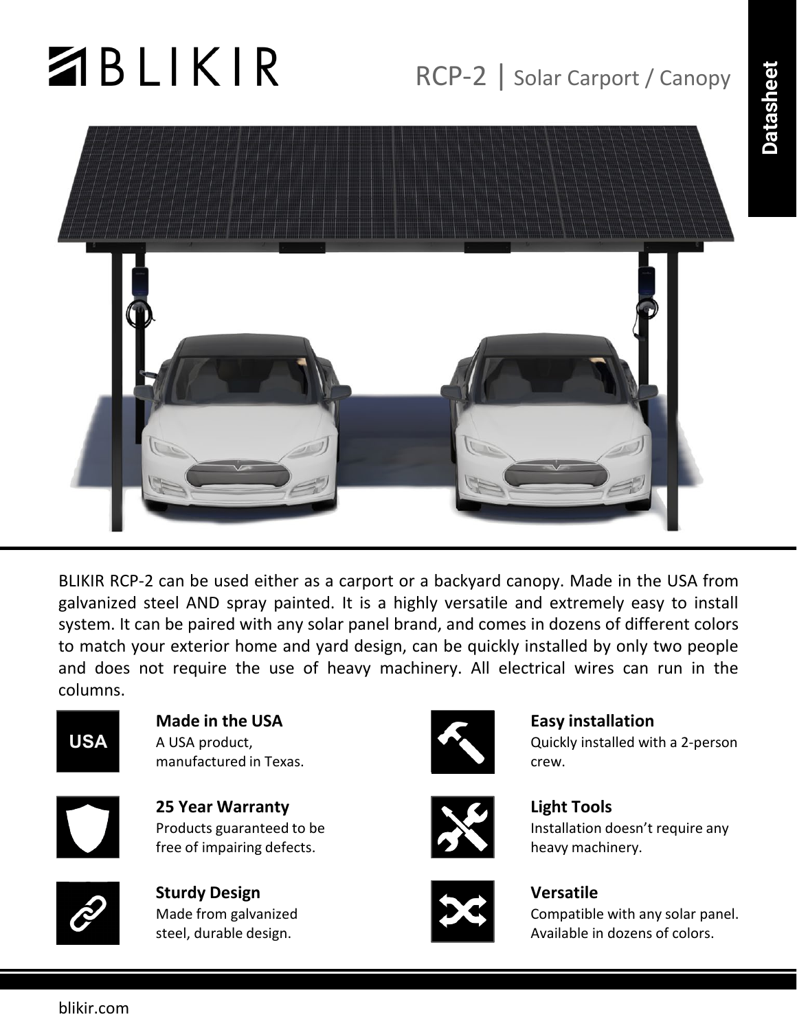# BLIKIR

## RCP-2 | Solar Carport / Canopy

Datasheet

BLIKIR RCP-2 can be used either as a carport or a backyard canopy. Made in the USA from galvanized steel AND spray painted. It is a highly versatile and extremely easy to install system. It can be paired with any solar panel brand, and comes in dozens of different colors to match your exterior home and yard design, can be quickly installed by only two people and does not require the use of heavy machinery. All electrical wires can run in the columns.

**Made in the USA**
A USA product, manufactured in Texas.

**Easy installation**
Quickly installed with a 2-person crew.

**25 Year Warranty**
Products guaranteed to be free of impairing defects.

**Light Tools**
Installation doesn't require any heavy machinery.

**Sturdy Design**
Made from galvanized steel, durable design.

**Versatile**
Compatible with any solar panel. Available in dozens of colors.

blikir.com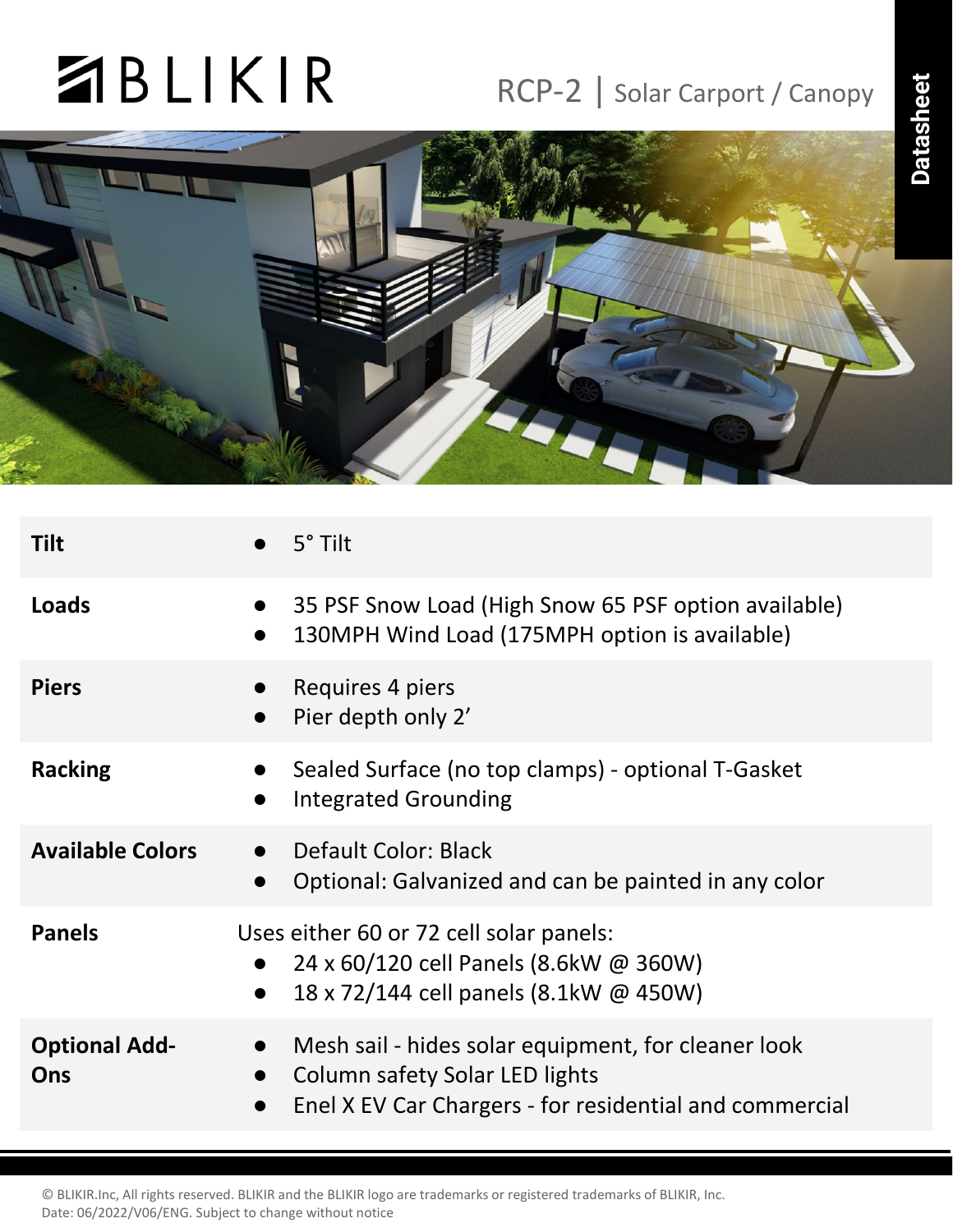# BLIKIR

## RCP-2 | Solar Carport / Canopy

Datasheet

| | |
|---|---|
| **Tilt** | • 5° Tilt |
| **Loads** | • 35 PSF Snow Load (High Snow 65 PSF option available)<br>• 130MPH Wind Load (175MPH option is available) |
| **Piers** | • Requires 4 piers<br>• Pier depth only 2' |
| **Racking** | • Sealed Surface (no top clamps) - optional T-Gasket<br>• Integrated Grounding |
| **Available Colors** | • Default Color: Black<br>• Optional: Galvanized and can be painted in any color |
| **Panels** | Uses either 60 or 72 cell solar panels:<br>• 24 x 60/120 cell Panels (8.6kW @ 360W)<br>• 18 x 72/144 cell panels (8.1kW @ 450W) |
| **Optional Add-Ons** | • Mesh sail - hides solar equipment, for cleaner look<br>• Column safety Solar LED lights<br>• Enel X EV Car Chargers - for residential and commercial |

© BLIKIR.Inc, All rights reserved. BLIKIR and the BLIKIR logo are trademarks or registered trademarks of BLIKIR, Inc.
Date: 06/2022/V06/ENG. Subject to change without notice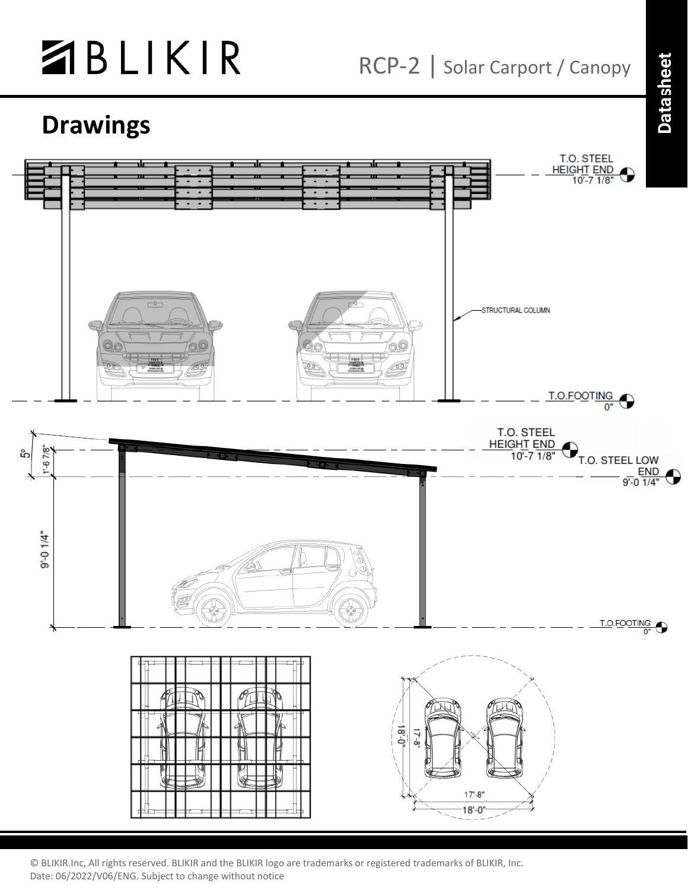# BLIKIR

RCP-2 | Solar Carport / Canopy

## Drawings

T.O. STEEL HEIGHT END 10'-7 1/8"

STRUCTURAL COLUMN

T.O.FOOTING 0"

5°

1'-6 7/8"

T.O. STEEL HEIGHT END 10'-7 1/8"

T.O. STEEL LOW END 9'-0 1/4"

9'-0 1/4"

T.O.FOOTING 0"

18'-0"

17'-8"

17'-8"

18'-0"

© BLIKIR.Inc, All rights reserved. BLIKIR and the BLIKIR logo are trademarks or registered trademarks of BLIKIR, Inc.
Date: 06/2022/V06/ENG. Subject to change without notice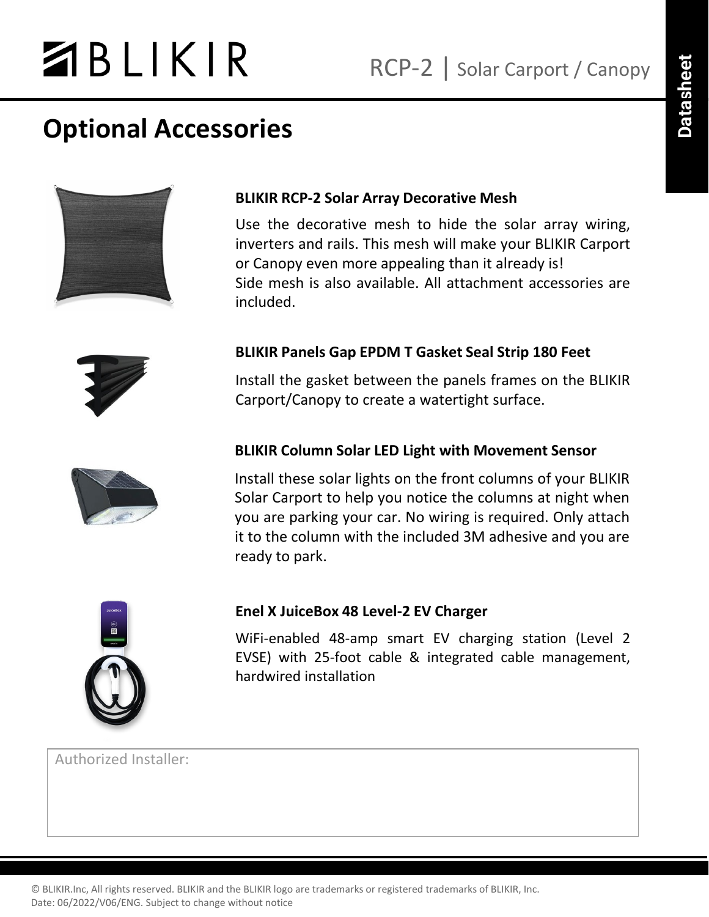## Optional Accessories

**BLIKIR RCP-2 Solar Array Decorative Mesh**

Use the decorative mesh to hide the solar array wiring, inverters and rails. This mesh will make your BLIKIR Carport or Canopy even more appealing than it already is!
Side mesh is also available. All attachment accessories are included.

**BLIKIR Panels Gap EPDM T Gasket Seal Strip 180 Feet**

Install the gasket between the panels frames on the BLIKIR Carport/Canopy to create a watertight surface.

**BLIKIR Column Solar LED Light with Movement Sensor**

Install these solar lights on the front columns of your BLIKIR Solar Carport to help you notice the columns at night when you are parking your car. No wiring is required. Only attach it to the column with the included 3M adhesive and you are ready to park.

**Enel X JuiceBox 48 Level-2 EV Charger**

WiFi-enabled 48-amp smart EV charging station (Level 2 EVSE) with 25-foot cable & integrated cable management, hardwired installation

Authorized Installer:

© BLIKIR.Inc, All rights reserved. BLIKIR and the BLIKIR logo are trademarks or registered trademarks of BLIKIR, Inc.
Date: 06/2022/V06/ENG. Subject to change without notice